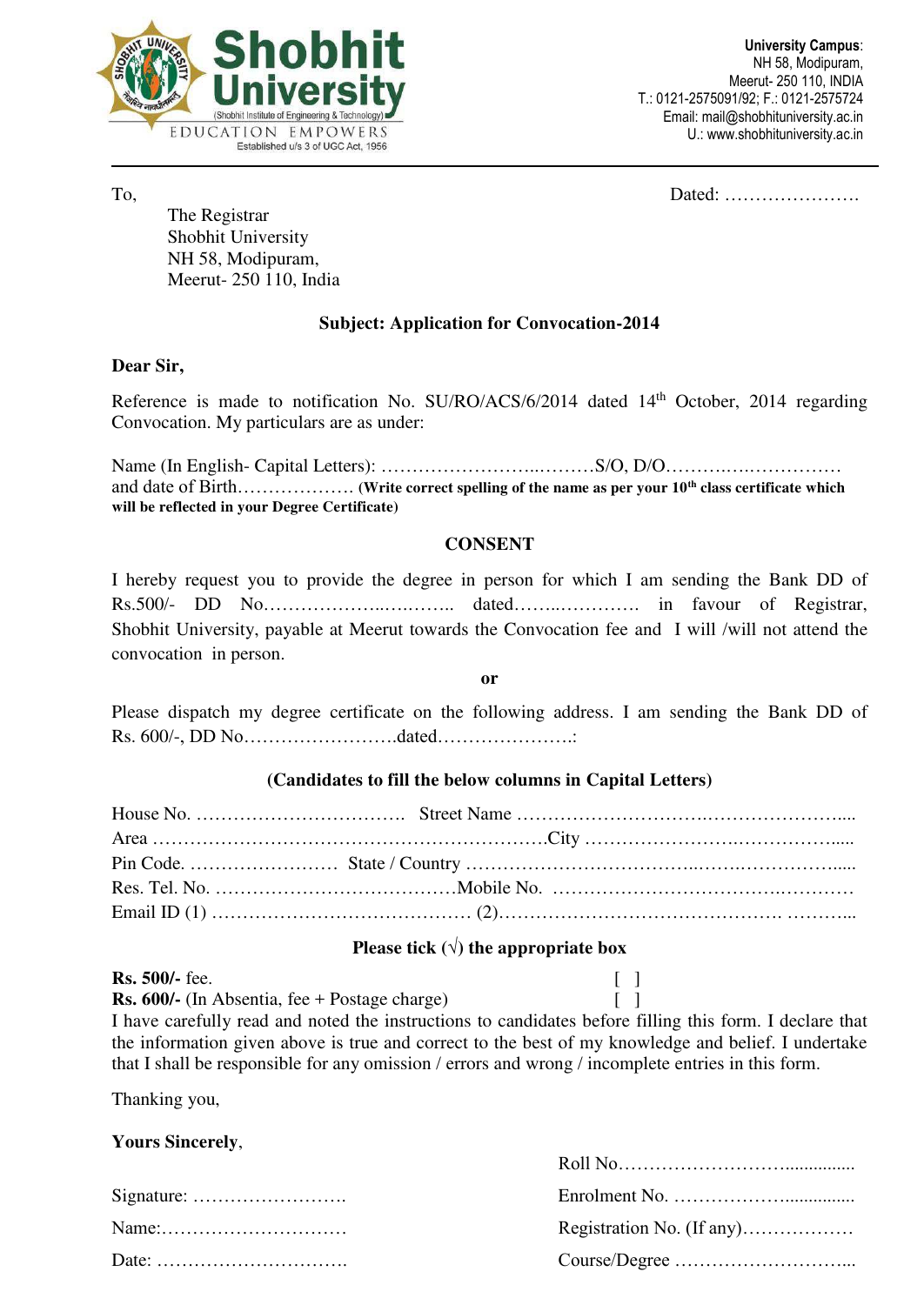**Shobhit University**
(Shobhit Institute of Engineering & Technology)
EDUCATION EMPOWERS
Established u/s 3 of UGC Act, 1956

**University Campus**:
NH 58, Modipuram,
Meerut- 250 110, INDIA
T.: 0121-2575091/92; F.: 0121-2575724
Email: mail@shobhituniversity.ac.in
U.: www.shobhituniversity.ac.in

---

To,  Dated: ………………….

The Registrar
Shobhit University
NH 58, Modipuram,
Meerut- 250 110, India

**Subject: Application for Convocation-2014**

**Dear Sir,**

Reference is made to notification No. SU/RO/ACS/6/2014 dated 14th October, 2014 regarding Convocation. My particulars are as under:

Name (In English- Capital Letters): …………………..………S/O, D/O……….….…………. and date of Birth………………. **(Write correct spelling of the name as per your 10th class certificate which will be reflected in your Degree Certificate)**

**CONSENT**

I hereby request you to provide the degree in person for which I am sending the Bank DD of Rs.500/- DD No……………...….…….. dated……..…………. in favour of Registrar, Shobhit University, payable at Meerut towards the Convocation fee and I will /will not attend the convocation in person.

**or**

Please dispatch my degree certificate on the following address. I am sending the Bank DD of Rs. 600/-, DD No…………………….dated………………….:

**(Candidates to fill the below columns in Capital Letters)**

House No. ……………………………. Street Name ……………………….…………………....
Area ……………………………………………………….City …………………….…………….....
Pin Code. …………………… State / Country ……………………………..…….……………....
Res. Tel. No. …………………………………Mobile No. ……………………………….…………
Email ID (1) …………………………………… (2)……………………………………. ………...

**Please tick (√) the appropriate box**

**Rs. 500/-** fee. [ ]
**Rs. 600/-** (In Absentia, fee + Postage charge) [ ]

I have carefully read and noted the instructions to candidates before filling this form. I declare that the information given above is true and correct to the best of my knowledge and belief. I undertake that I shall be responsible for any omission / errors and wrong / incomplete entries in this form.

Thanking you,

**Yours Sincerely**,

Roll No……………………...............

Signature: …………………….  Enrolment No. ……………….............

Name:…………………………  Registration No. (If any)………………

Date: ………………………….  Course/Degree ………………………...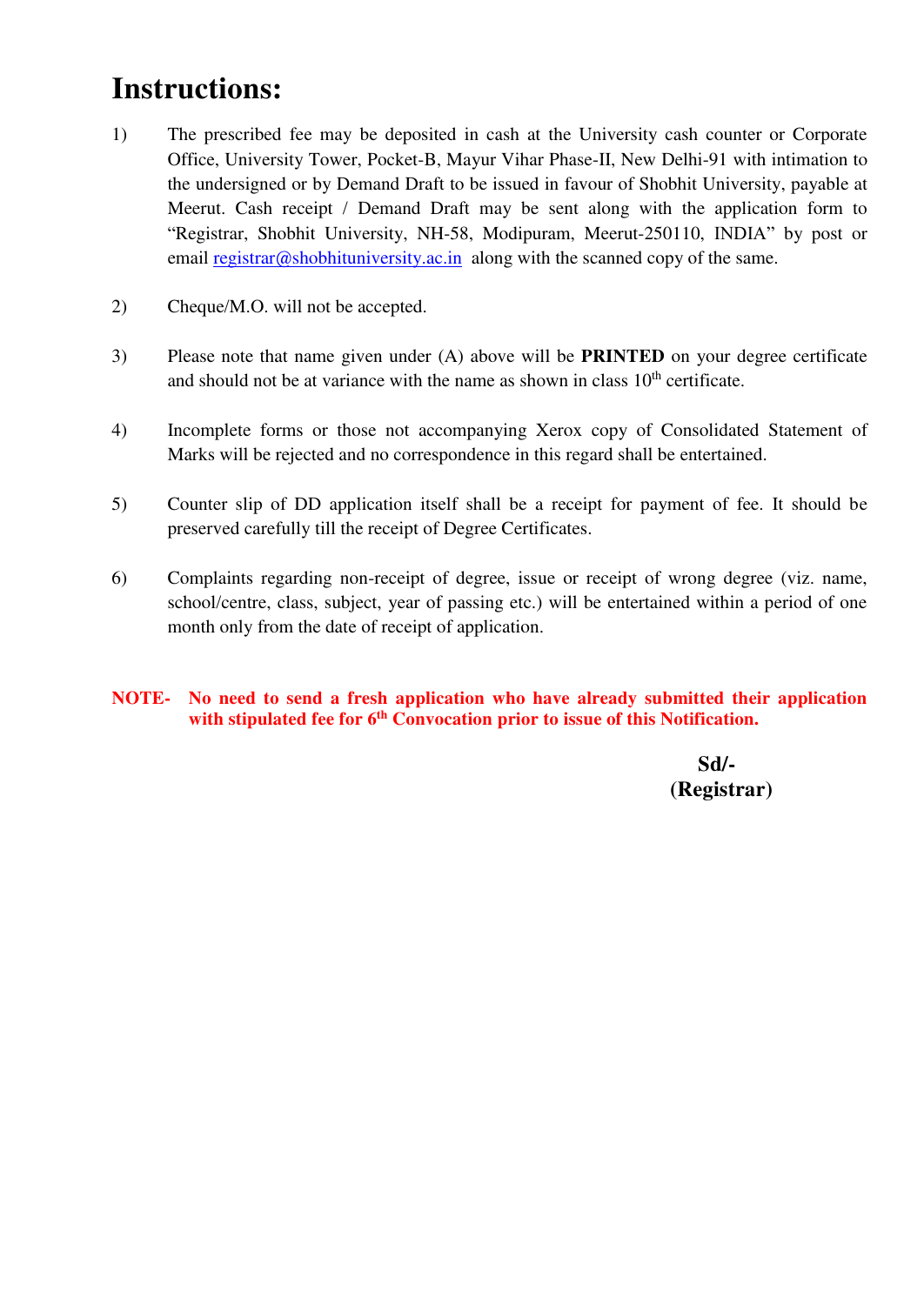# Instructions:

1) The prescribed fee may be deposited in cash at the University cash counter or Corporate Office, University Tower, Pocket-B, Mayur Vihar Phase-II, New Delhi-91 with intimation to the undersigned or by Demand Draft to be issued in favour of Shobhit University, payable at Meerut. Cash receipt / Demand Draft may be sent along with the application form to "Registrar, Shobhit University, NH-58, Modipuram, Meerut-250110, INDIA" by post or email registrar@shobhituniversity.ac.in along with the scanned copy of the same.

2) Cheque/M.O. will not be accepted.

3) Please note that name given under (A) above will be **PRINTED** on your degree certificate and should not be at variance with the name as shown in class 10th certificate.

4) Incomplete forms or those not accompanying Xerox copy of Consolidated Statement of Marks will be rejected and no correspondence in this regard shall be entertained.

5) Counter slip of DD application itself shall be a receipt for payment of fee. It should be preserved carefully till the receipt of Degree Certificates.

6) Complaints regarding non-receipt of degree, issue or receipt of wrong degree (viz. name, school/centre, class, subject, year of passing etc.) will be entertained within a period of one month only from the date of receipt of application.

**NOTE- No need to send a fresh application who have already submitted their application with stipulated fee for 6th Convocation prior to issue of this Notification.**

**Sd/-**
**(Registrar)**